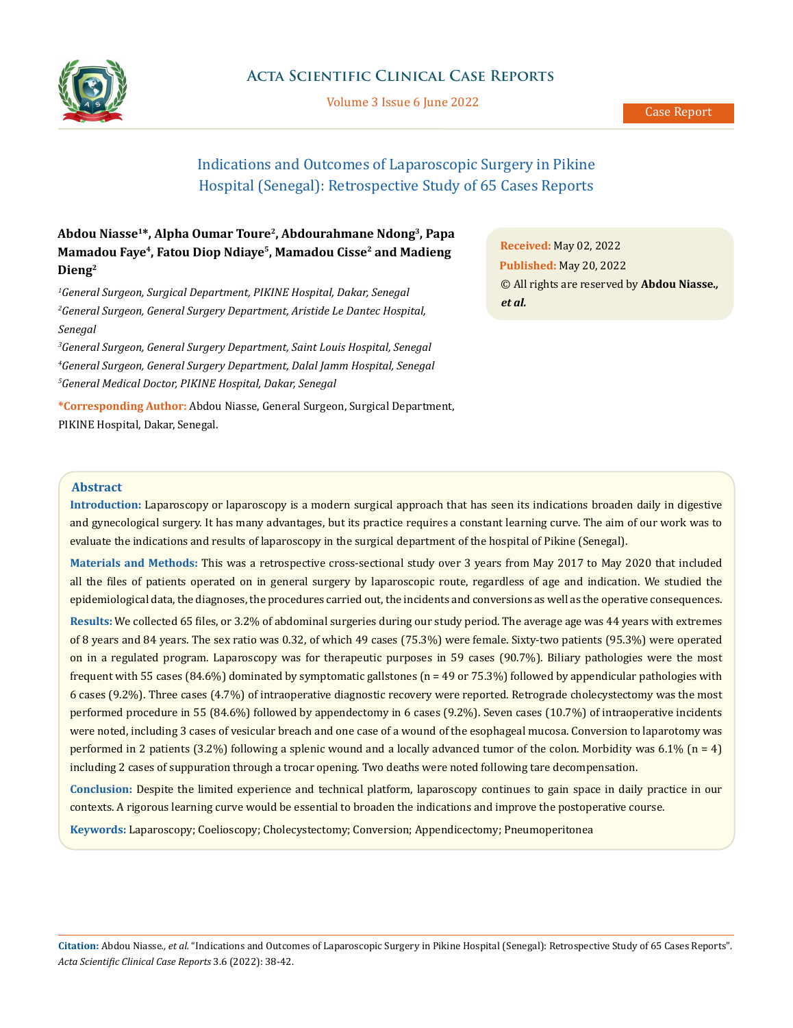Case Report

# Indications and Outcomes of Laparoscopic Surgery in Pikine Hospital (Senegal): Retrospective Study of 65 Cases Reports

**Abdou Niasse[1]*, Alpha Oumar Toure[2], Abdourahmane Ndong[3], Papa Mamadou Faye[4], Fatou Diop Ndiaye[5], Mamadou Cisse[2] and Madieng Dieng[2]**

[1] *General Surgeon, Surgical Department, PIKINE Hospital, Dakar, Senegal*

[2] *General Surgeon, General Surgery Department, Aristide Le Dantec Hospital, Senegal*

[3] *General Surgeon, General Surgery Department, Saint Louis Hospital, Senegal*

[4] *General Surgeon, General Surgery Department, Dalal Jamm Hospital, Senegal*

[5] *General Medical Doctor, PIKINE Hospital, Dakar, Senegal*

**\*Corresponding Author:** Abdou Niasse, General Surgeon, Surgical Department, PIKINE Hospital, Dakar, Senegal.

**Received:** May 02, 2022

**Published:** May 20, 2022

© All rights are reserved by **Abdou Niasse., *et al.***

## Abstract

**Introduction:** Laparoscopy or laparoscopy is a modern surgical approach that has seen its indications broaden daily in digestive and gynecological surgery. It has many advantages, but its practice requires a constant learning curve. The aim of our work was to evaluate the indications and results of laparoscopy in the surgical department of the hospital of Pikine (Senegal).

**Materials and Methods:** This was a retrospective cross-sectional study over 3 years from May 2017 to May 2020 that included all the files of patients operated on in general surgery by laparoscopic route, regardless of age and indication. We studied the epidemiological data, the diagnoses, the procedures carried out, the incidents and conversions as well as the operative consequences.

**Results:** We collected 65 files, or 3.2% of abdominal surgeries during our study period. The average age was 44 years with extremes of 8 years and 84 years. The sex ratio was 0.32, of which 49 cases (75.3%) were female. Sixty-two patients (95.3%) were operated on in a regulated program. Laparoscopy was for therapeutic purposes in 59 cases (90.7%). Biliary pathologies were the most frequent with 55 cases (84.6%) dominated by symptomatic gallstones (n = 49 or 75.3%) followed by appendicular pathologies with 6 cases (9.2%). Three cases (4.7%) of intraoperative diagnostic recovery were reported. Retrograde cholecystectomy was the most performed procedure in 55 (84.6%) followed by appendectomy in 6 cases (9.2%). Seven cases (10.7%) of intraoperative incidents were noted, including 3 cases of vesicular breach and one case of a wound of the esophageal mucosa. Conversion to laparotomy was performed in 2 patients (3.2%) following a splenic wound and a locally advanced tumor of the colon. Morbidity was 6.1% (n = 4) including 2 cases of suppuration through a trocar opening. Two deaths were noted following tare decompensation.

**Conclusion:** Despite the limited experience and technical platform, laparoscopy continues to gain space in daily practice in our contexts. A rigorous learning curve would be essential to broaden the indications and improve the postoperative course.

**Keywords:** Laparoscopy; Coelioscopy; Cholecystectomy; Conversion; Appendicectomy; Pneumoperitonea

**Citation:** Abdou Niasse*., et al.* "Indications and Outcomes of Laparoscopic Surgery in Pikine Hospital (Senegal): Retrospective Study of 65 Cases Reports". *Acta Scientific Clinical Case Reports* 3.6 (2022): 38-42.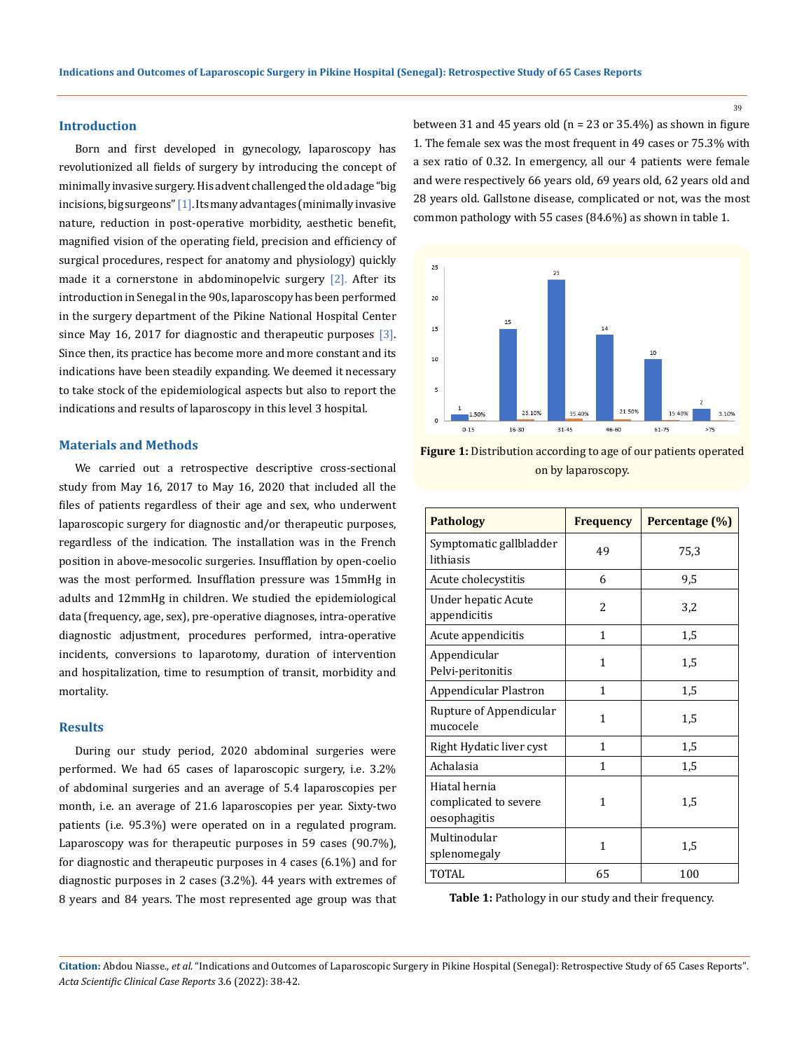## Introduction

Born and first developed in gynecology, laparoscopy has revolutionized all fields of surgery by introducing the concept of minimally invasive surgery. His advent challenged the old adage "big incisions, big surgeons" [1]. Its many advantages (minimally invasive nature, reduction in post-operative morbidity, aesthetic benefit, magnified vision of the operating field, precision and efficiency of surgical procedures, respect for anatomy and physiology) quickly made it a cornerstone in abdominopelvic surgery [2]. After its introduction in Senegal in the 90s, laparoscopy has been performed in the surgery department of the Pikine National Hospital Center since May 16, 2017 for diagnostic and therapeutic purposes [3]. Since then, its practice has become more and more constant and its indications have been steadily expanding. We deemed it necessary to take stock of the epidemiological aspects but also to report the indications and results of laparoscopy in this level 3 hospital.

## Materials and Methods

We carried out a retrospective descriptive cross-sectional study from May 16, 2017 to May 16, 2020 that included all the files of patients regardless of their age and sex, who underwent laparoscopic surgery for diagnostic and/or therapeutic purposes, regardless of the indication. The installation was in the French position in above-mesocolic surgeries. Insufflation by open-coelio was the most performed. Insufflation pressure was 15mmHg in adults and 12mmHg in children. We studied the epidemiological data (frequency, age, sex), pre-operative diagnoses, intra-operative diagnostic adjustment, procedures performed, intra-operative incidents, conversions to laparotomy, duration of intervention and hospitalization, time to resumption of transit, morbidity and mortality.

## Results

During our study period, 2020 abdominal surgeries were performed. We had 65 cases of laparoscopic surgery, i.e. 3.2% of abdominal surgeries and an average of 5.4 laparoscopies per month, i.e. an average of 21.6 laparoscopies per year. Sixty-two patients (i.e. 95.3%) were operated on in a regulated program. Laparoscopy was for therapeutic purposes in 59 cases (90.7%), for diagnostic and therapeutic purposes in 4 cases (6.1%) and for diagnostic purposes in 2 cases (3.2%). 44 years with extremes of 8 years and 84 years. The most represented age group was that between 31 and 45 years old (n = 23 or 35.4%) as shown in figure 1. The female sex was the most frequent in 49 cases or 75.3% with a sex ratio of 0.32. In emergency, all our 4 patients were female and were respectively 66 years old, 69 years old, 62 years old and 28 years old. Gallstone disease, complicated or not, was the most common pathology with 55 cases (84.6%) as shown in table 1.

| Age group | Number | Percentage |
|---|---|---|
| 0-15 | 1 | 1.50% |
| 16-30 | 15 | 23.10% |
| 31-45 | 23 | 35.40% |
| 46-60 | 14 | 21.50% |
| 61-75 | 10 | 15.40% |
| >75 | 2 | 3.10% |

**Figure 1:** Distribution according to age of our patients operated on by laparoscopy.

| Pathology | Frequency | Percentage (%) |
|---|---|---|
| Symptomatic gallbladder lithiasis | 49 | 75,3 |
| Acute cholecystitis | 6 | 9,5 |
| Under hepatic Acute appendicitis | 2 | 3,2 |
| Acute appendicitis | 1 | 1,5 |
| Appendicular Pelvi-peritonitis | 1 | 1,5 |
| Appendicular Plastron | 1 | 1,5 |
| Rupture of Appendicular mucocele | 1 | 1,5 |
| Right Hydatic liver cyst | 1 | 1,5 |
| Achalasia | 1 | 1,5 |
| Hiatal hernia complicated to severe oesophagitis | 1 | 1,5 |
| Multinodular splenomegaly | 1 | 1,5 |
| TOTAL | 65 | 100 |

**Table 1:** Pathology in our study and their frequency.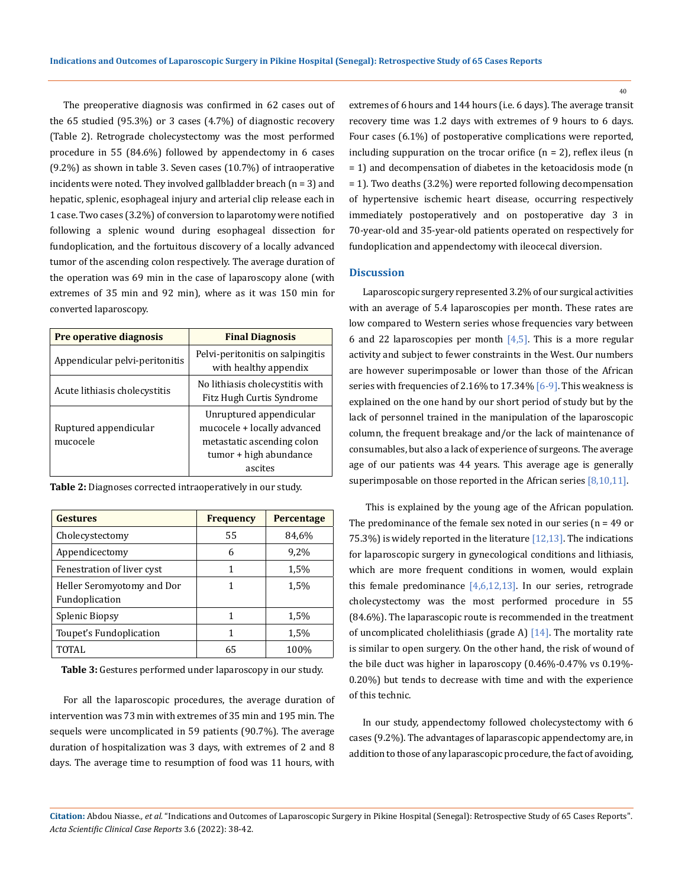The preoperative diagnosis was confirmed in 62 cases out of the 65 studied (95.3%) or 3 cases (4.7%) of diagnostic recovery (Table 2). Retrograde cholecystectomy was the most performed procedure in 55 (84.6%) followed by appendectomy in 6 cases (9.2%) as shown in table 3. Seven cases (10.7%) of intraoperative incidents were noted. They involved gallbladder breach (n = 3) and hepatic, splenic, esophageal injury and arterial clip release each in 1 case. Two cases (3.2%) of conversion to laparotomy were notified following a splenic wound during esophageal dissection for fundoplication, and the fortuitous discovery of a locally advanced tumor of the ascending colon respectively. The average duration of the operation was 69 min in the case of laparoscopy alone (with extremes of 35 min and 92 min), where as it was 150 min for converted laparoscopy.

| Pre operative diagnosis | Final Diagnosis |
| --- | --- |
| Appendicular pelvi-peritonitis | Pelvi-peritonitis on salpingitis with healthy appendix |
| Acute lithiasis cholecystitis | No lithiasis cholecystitis with Fitz Hugh Curtis Syndrome |
| Ruptured appendicular mucocele | Unruptured appendicular mucocele + locally advanced metastatic ascending colon tumor + high abundance ascites |

**Table 2:** Diagnoses corrected intraoperatively in our study.

| Gestures | Frequency | Percentage |
| --- | --- | --- |
| Cholecystectomy | 55 | 84,6% |
| Appendicectomy | 6 | 9,2% |
| Fenestration of liver cyst | 1 | 1,5% |
| Heller Seromyotomy and Dor Fundoplication | 1 | 1,5% |
| Splenic Biopsy | 1 | 1,5% |
| Toupet's Fundoplication | 1 | 1,5% |
| TOTAL | 65 | 100% |

**Table 3:** Gestures performed under laparoscopy in our study.

For all the laparoscopic procedures, the average duration of intervention was 73 min with extremes of 35 min and 195 min. The sequels were uncomplicated in 59 patients (90.7%). The average duration of hospitalization was 3 days, with extremes of 2 and 8 days. The average time to resumption of food was 11 hours, with extremes of 6 hours and 144 hours (i.e. 6 days). The average transit recovery time was 1.2 days with extremes of 9 hours to 6 days. Four cases (6.1%) of postoperative complications were reported, including suppuration on the trocar orifice (n = 2), reflex ileus (n = 1) and decompensation of diabetes in the ketoacidosis mode (n = 1). Two deaths (3.2%) were reported following decompensation of hypertensive ischemic heart disease, occurring respectively immediately postoperatively and on postoperative day 3 in 70-year-old and 35-year-old patients operated on respectively for fundoplication and appendectomy with ileocecal diversion.

## Discussion

Laparoscopic surgery represented 3.2% of our surgical activities with an average of 5.4 laparoscopies per month. These rates are low compared to Western series whose frequencies vary between 6 and 22 laparoscopies per month [4,5]. This is a more regular activity and subject to fewer constraints in the West. Our numbers are however superimposable or lower than those of the African series with frequencies of 2.16% to 17.34% [6-9]. This weakness is explained on the one hand by our short period of study but by the lack of personnel trained in the manipulation of the laparoscopic column, the frequent breakage and/or the lack of maintenance of consumables, but also a lack of experience of surgeons. The average age of our patients was 44 years. This average age is generally superimposable on those reported in the African series [8,10,11].

This is explained by the young age of the African population. The predominance of the female sex noted in our series (n = 49 or 75.3%) is widely reported in the literature [12,13]. The indications for laparoscopic surgery in gynecological conditions and lithiasis, which are more frequent conditions in women, would explain this female predominance [4,6,12,13]. In our series, retrograde cholecystectomy was the most performed procedure in 55 (84.6%). The laparascopic route is recommended in the treatment of uncomplicated cholelithiasis (grade A) [14]. The mortality rate is similar to open surgery. On the other hand, the risk of wound of the bile duct was higher in laparoscopy (0.46%-0.47% vs 0.19%-0.20%) but tends to decrease with time and with the experience of this technic.

In our study, appendectomy followed cholecystectomy with 6 cases (9.2%). The advantages of laparascopic appendectomy are, in addition to those of any laparascopic procedure, the fact of avoiding,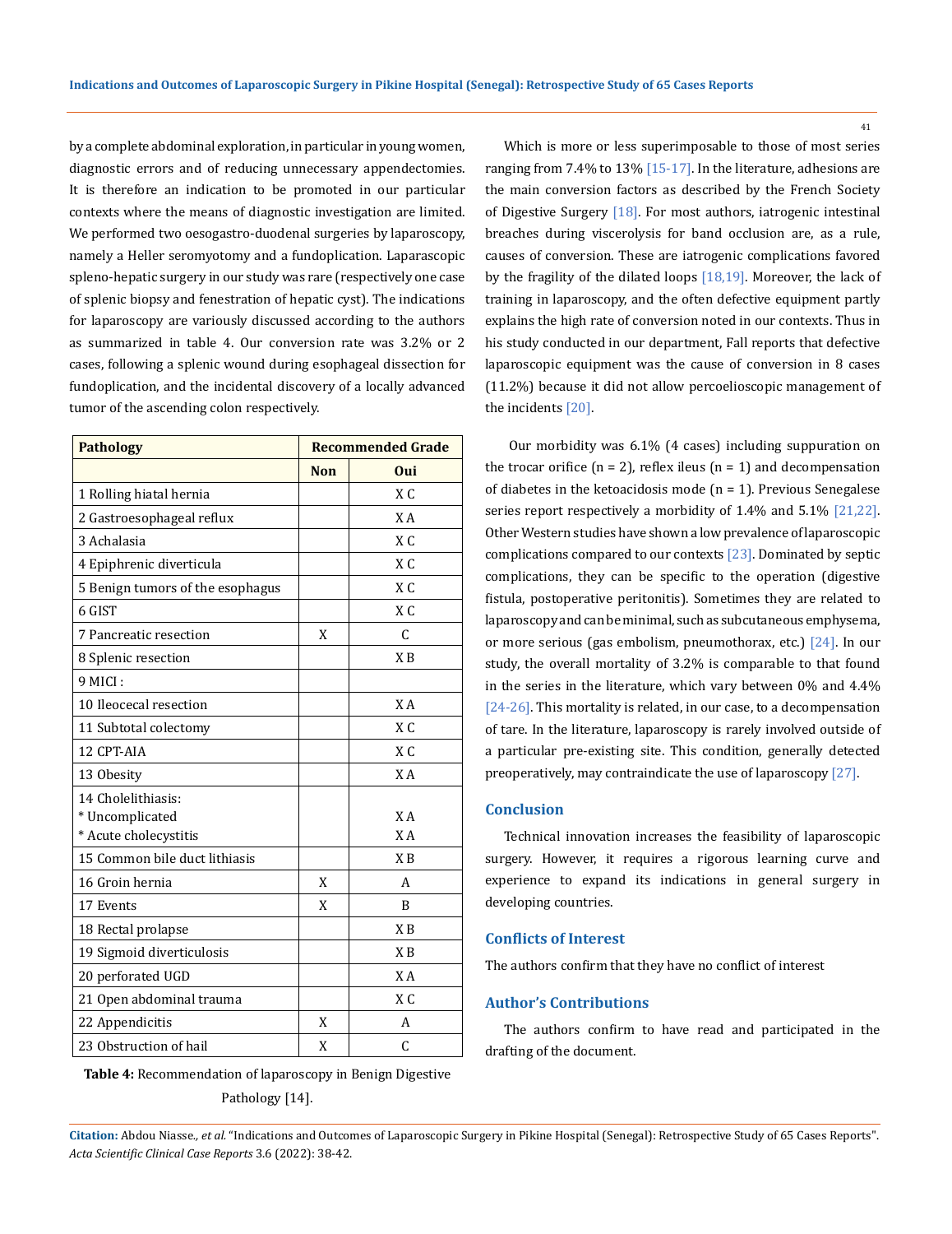by a complete abdominal exploration, in particular in young women, diagnostic errors and of reducing unnecessary appendectomies. It is therefore an indication to be promoted in our particular contexts where the means of diagnostic investigation are limited. We performed two oesogastro-duodenal surgeries by laparoscopy, namely a Heller seromyotomy and a fundoplication. Laparascopic spleno-hepatic surgery in our study was rare (respectively one case of splenic biopsy and fenestration of hepatic cyst). The indications for laparoscopy are variously discussed according to the authors as summarized in table 4. Our conversion rate was 3.2% or 2 cases, following a splenic wound during esophageal dissection for fundoplication, and the incidental discovery of a locally advanced tumor of the ascending colon respectively.

| Pathology | Recommended Grade | |
|---|---|---|
| | Non | Oui |
| 1 Rolling hiatal hernia | | X C |
| 2 Gastroesophageal reflux | | X A |
| 3 Achalasia | | X C |
| 4 Epiphrenic diverticula | | X C |
| 5 Benign tumors of the esophagus | | X C |
| 6 GIST | | X C |
| 7 Pancreatic resection | X | C |
| 8 Splenic resection | | X B |
| 9 MICI : | | |
| 10 Ileocecal resection | | X A |
| 11 Subtotal colectomy | | X C |
| 12 CPT-AIA | | X C |
| 13 Obesity | | X A |
| 14 Cholelithiasis:<br>* Uncomplicated<br>* Acute cholecystitis | | <br>X A<br>X A |
| 15 Common bile duct lithiasis | | X B |
| 16 Groin hernia | X | A |
| 17 Events | X | B |
| 18 Rectal prolapse | | X B |
| 19 Sigmoid diverticulosis | | X B |
| 20 perforated UGD | | X A |
| 21 Open abdominal trauma | | X C |
| 22 Appendicitis | X | A |
| 23 Obstruction of hail | X | C |

**Table 4:** Recommendation of laparoscopy in Benign Digestive Pathology [14].

Which is more or less superimposable to those of most series ranging from 7.4% to 13% [15-17]. In the literature, adhesions are the main conversion factors as described by the French Society of Digestive Surgery [18]. For most authors, iatrogenic intestinal breaches during viscerolysis for band occlusion are, as a rule, causes of conversion. These are iatrogenic complications favored by the fragility of the dilated loops [18,19]. Moreover, the lack of training in laparoscopy, and the often defective equipment partly explains the high rate of conversion noted in our contexts. Thus in his study conducted in our department, Fall reports that defective laparoscopic equipment was the cause of conversion in 8 cases (11.2%) because it did not allow percoelioscopic management of the incidents [20].

Our morbidity was 6.1% (4 cases) including suppuration on the trocar orifice (n = 2), reflex ileus (n = 1) and decompensation of diabetes in the ketoacidosis mode (n = 1). Previous Senegalese series report respectively a morbidity of 1.4% and 5.1% [21,22]. Other Western studies have shown a low prevalence of laparoscopic complications compared to our contexts [23]. Dominated by septic complications, they can be specific to the operation (digestive fistula, postoperative peritonitis). Sometimes they are related to laparoscopy and can be minimal, such as subcutaneous emphysema, or more serious (gas embolism, pneumothorax, etc.) [24]. In our study, the overall mortality of 3.2% is comparable to that found in the series in the literature, which vary between 0% and 4.4% [24-26]. This mortality is related, in our case, to a decompensation of tare. In the literature, laparoscopy is rarely involved outside of a particular pre-existing site. This condition, generally detected preoperatively, may contraindicate the use of laparoscopy [27].

## Conclusion

Technical innovation increases the feasibility of laparoscopic surgery. However, it requires a rigorous learning curve and experience to expand its indications in general surgery in developing countries.

## Conflicts of Interest

The authors confirm that they have no conflict of interest

## Author's Contributions

The authors confirm to have read and participated in the drafting of the document.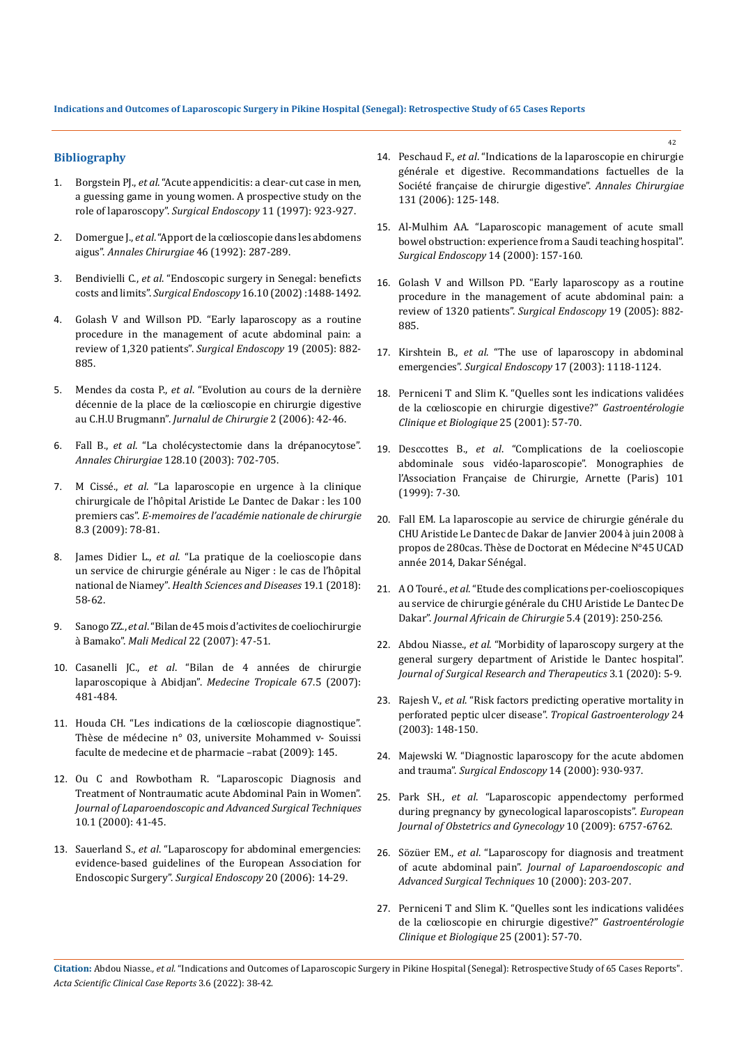## Bibliography

1. Borgstein PJ., *et al*. "Acute appendicitis: a clear-cut case in men, a guessing game in young women. A prospective study on the role of laparoscopy". *Surgical Endoscopy* 11 (1997): 923-927.
2. Domergue J., *et al*. "Apport de la cœlioscopie dans les abdomens aigus". *Annales Chirurgiae* 46 (1992): 287-289.
3. Bendivielli C., *et al*. "Endoscopic surgery in Senegal: benefits costs and limits". *Surgical Endoscopy* 16.10 (2002) :1488-1492.
4. Golash V and Willson PD. "Early laparoscopy as a routine procedure in the management of acute abdominal pain: a review of 1,320 patients". *Surgical Endoscopy* 19 (2005): 882-885.
5. Mendes da costa P., *et al*. "Evolution au cours de la dernière décennie de la place de la cœlioscopie en chirurgie digestive au C.H.U Brugmann". *Jurnalul de Chirurgie* 2 (2006): 42-46.
6. Fall B., *et al*. "La cholécystectomie dans la drépanocytose". *Annales Chirurgiae* 128.10 (2003): 702-705.
7. M Cissé., *et al*. "La laparoscopie en urgence à la clinique chirurgicale de l'hôpital Aristide Le Dantec de Dakar : les 100 premiers cas". *E-memoires de l'académie nationale de chirurgie* 8.3 (2009): 78-81.
8. James Didier L., *et al*. "La pratique de la coelioscopie dans un service de chirurgie générale au Niger : le cas de l'hôpital national de Niamey". *Health Sciences and Diseases* 19.1 (2018): 58-62.
9. Sanogo ZZ., *et al*. "Bilan de 45 mois d'activites de coeliochirurgie à Bamako". *Mali Medical* 22 (2007): 47-51.
10. Casanelli JC., *et al*. "Bilan de 4 années de chirurgie laparoscopique à Abidjan". *Medecine Tropicale* 67.5 (2007): 481-484.
11. Houda CH. "Les indications de la cœlioscopie diagnostique". Thèse de médecine n° 03, universite Mohammed v- Souissi faculte de medecine et de pharmacie –rabat (2009): 145.
12. Ou C and Rowbotham R. "Laparoscopic Diagnosis and Treatment of Nontraumatic acute Abdominal Pain in Women". *Journal of Laparoendoscopic and Advanced Surgical Techniques* 10.1 (2000): 41-45.
13. Sauerland S., *et al*. "Laparoscopy for abdominal emergencies: evidence-based guidelines of the European Association for Endoscopic Surgery". *Surgical Endoscopy* 20 (2006): 14-29.
14. Peschaud F., *et al*. "Indications de la laparoscopie en chirurgie générale et digestive. Recommandations factuelles de la Société française de chirurgie digestive". *Annales Chirurgiae* 131 (2006): 125-148.
15. Al-Mulhim AA. "Laparoscopic management of acute small bowel obstruction: experience from a Saudi teaching hospital". *Surgical Endoscopy* 14 (2000): 157-160.
16. Golash V and Willson PD. "Early laparoscopy as a routine procedure in the management of acute abdominal pain: a review of 1320 patients". *Surgical Endoscopy* 19 (2005): 882-885.
17. Kirshtein B., *et al*. "The use of laparoscopy in abdominal emergencies". *Surgical Endoscopy* 17 (2003): 1118-1124.
18. Perniceni T and Slim K. "Quelles sont les indications validées de la cœlioscopie en chirurgie digestive?" *Gastroentérologie Clinique et Biologique* 25 (2001): 57-70.
19. Desccottes B., *et al*. "Complications de la coelioscopie abdominale sous vidéo-laparoscopie". Monographies de l'Association Française de Chirurgie, Arnette (Paris) 101 (1999): 7-30.
20. Fall EM. La laparoscopie au service de chirurgie générale du CHU Aristide Le Dantec de Dakar de Janvier 2004 à juin 2008 à propos de 280cas. Thèse de Doctorat en Médecine N°45 UCAD année 2014, Dakar Sénégal.
21. A O Touré., *et al*. "Etude des complications per-coelioscopiques au service de chirurgie générale du CHU Aristide Le Dantec De Dakar". *Journal Africain de Chirurgie* 5.4 (2019): 250-256.
22. Abdou Niasse., *et al*. "Morbidity of laparoscopy surgery at the general surgery department of Aristide le Dantec hospital". *Journal of Surgical Research and Therapeutics* 3.1 (2020): 5-9.
23. Rajesh V., *et al*. "Risk factors predicting operative mortality in perforated peptic ulcer disease". *Tropical Gastroenterology* 24 (2003): 148-150.
24. Majewski W. "Diagnostic laparoscopy for the acute abdomen and trauma". *Surgical Endoscopy* 14 (2000): 930-937.
25. Park SH., *et al*. "Laparoscopic appendectomy performed during pregnancy by gynecological laparoscopists". *European Journal of Obstetrics and Gynecology* 10 (2009): 6757-6762.
26. Sözüer EM., *et al*. "Laparoscopy for diagnosis and treatment of acute abdominal pain". *Journal of Laparoendoscopic and Advanced Surgical Techniques* 10 (2000): 203-207.
27. Perniceni T and Slim K. "Quelles sont les indications validées de la cœlioscopie en chirurgie digestive?" *Gastroentérologie Clinique et Biologique* 25 (2001): 57-70.